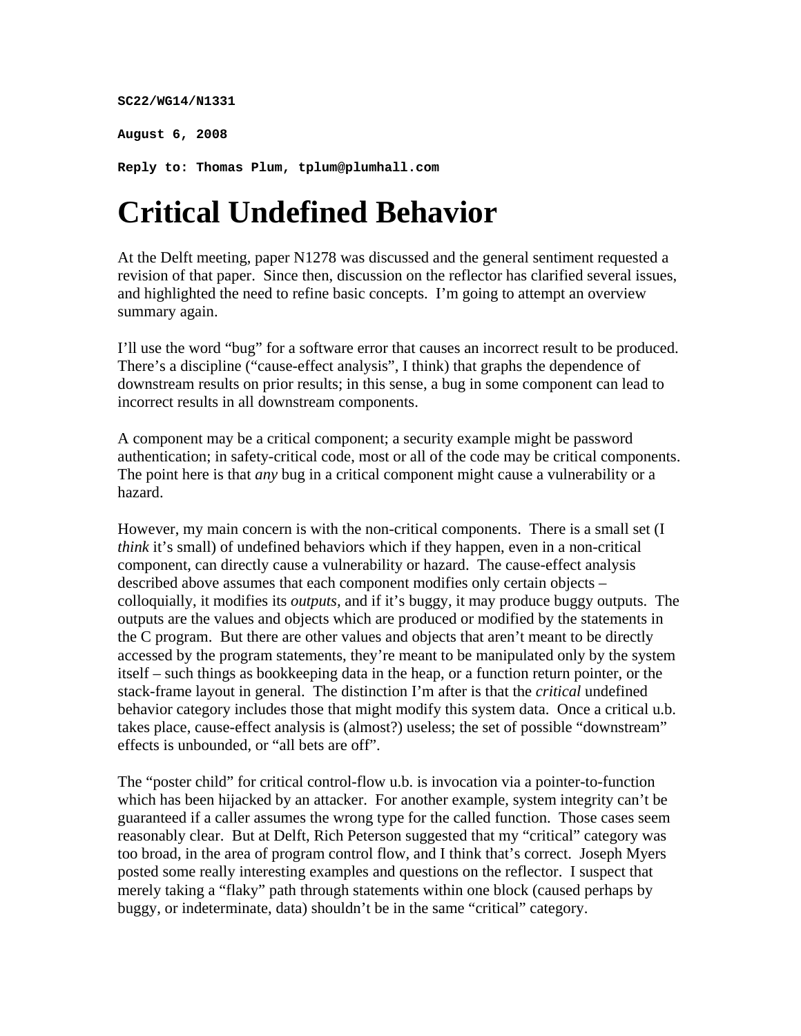**SC22/WG14/N1331**

**August 6, 2008**

**Reply to: Thomas Plum, tplum@plumhall.com**

# Critical Undefined Behavior

At the Delft meeting, paper N1278 was discussed and the general sentiment requested a revision of that paper. Since then, discussion on the reflector has clarified several issues, and highlighted the need to refine basic concepts. I'm going to attempt an overview summary again.

I'll use the word "bug" for a software error that causes an incorrect result to be produced. There's a discipline ("cause-effect analysis", I think) that graphs the dependence of downstream results on prior results; in this sense, a bug in some component can lead to incorrect results in all downstream components.

A component may be a critical component; a security example might be password authentication; in safety-critical code, most or all of the code may be critical components. The point here is that *any* bug in a critical component might cause a vulnerability or a hazard.

However, my main concern is with the non-critical components. There is a small set (I *think* it's small) of undefined behaviors which if they happen, even in a non-critical component, can directly cause a vulnerability or hazard. The cause-effect analysis described above assumes that each component modifies only certain objects – colloquially, it modifies its *outputs*, and if it's buggy, it may produce buggy outputs. The outputs are the values and objects which are produced or modified by the statements in the C program. But there are other values and objects that aren't meant to be directly accessed by the program statements, they're meant to be manipulated only by the system itself – such things as bookkeeping data in the heap, or a function return pointer, or the stack-frame layout in general. The distinction I'm after is that the *critical* undefined behavior category includes those that might modify this system data. Once a critical u.b. takes place, cause-effect analysis is (almost?) useless; the set of possible "downstream" effects is unbounded, or "all bets are off".

The "poster child" for critical control-flow u.b. is invocation via a pointer-to-function which has been hijacked by an attacker. For another example, system integrity can't be guaranteed if a caller assumes the wrong type for the called function. Those cases seem reasonably clear. But at Delft, Rich Peterson suggested that my "critical" category was too broad, in the area of program control flow, and I think that's correct. Joseph Myers posted some really interesting examples and questions on the reflector. I suspect that merely taking a "flaky" path through statements within one block (caused perhaps by buggy, or indeterminate, data) shouldn't be in the same "critical" category.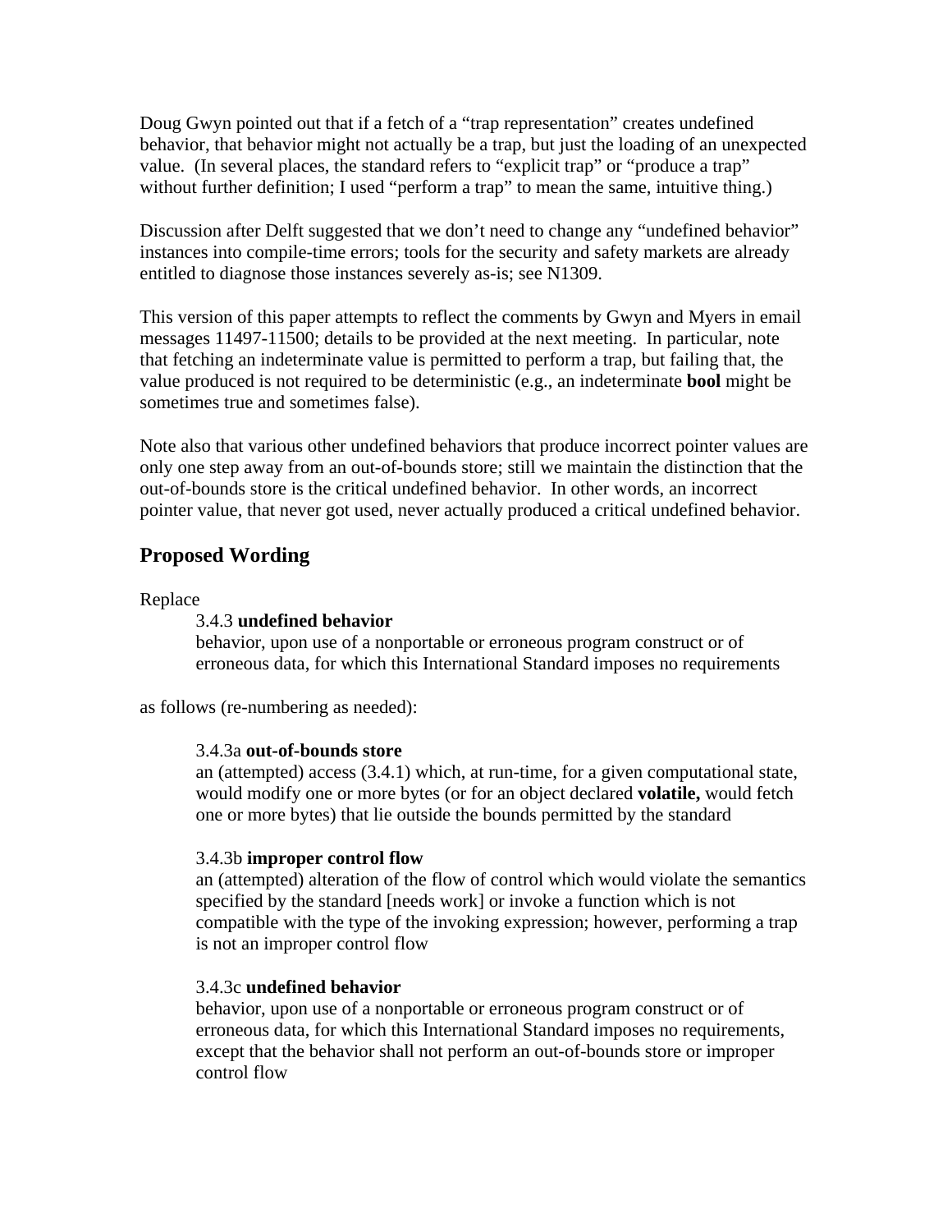Doug Gwyn pointed out that if a fetch of a “trap representation” creates undefined behavior, that behavior might not actually be a trap, but just the loading of an unexpected value. (In several places, the standard refers to “explicit trap” or “produce a trap” without further definition; I used “perform a trap” to mean the same, intuitive thing.)

Discussion after Delft suggested that we don’t need to change any “undefined behavior” instances into compile-time errors; tools for the security and safety markets are already entitled to diagnose those instances severely as-is; see N1309.

This version of this paper attempts to reflect the comments by Gwyn and Myers in email messages 11497-11500; details to be provided at the next meeting. In particular, note that fetching an indeterminate value is permitted to perform a trap, but failing that, the value produced is not required to be deterministic (e.g., an indeterminate **bool** might be sometimes true and sometimes false).

Note also that various other undefined behaviors that produce incorrect pointer values are only one step away from an out-of-bounds store; still we maintain the distinction that the out-of-bounds store is the critical undefined behavior. In other words, an incorrect pointer value, that never got used, never actually produced a critical undefined behavior.

## Proposed Wording

Replace

> 3.4.3 **undefined behavior**
> behavior, upon use of a nonportable or erroneous program construct or of erroneous data, for which this International Standard imposes no requirements

as follows (re-numbering as needed):

> 3.4.3a **out-of-bounds store**
> an (attempted) access (3.4.1) which, at run-time, for a given computational state, would modify one or more bytes (or for an object declared **volatile,** would fetch one or more bytes) that lie outside the bounds permitted by the standard
>
> 3.4.3b **improper control flow**
> an (attempted) alteration of the flow of control which would violate the semantics specified by the standard [needs work] or invoke a function which is not compatible with the type of the invoking expression; however, performing a trap is not an improper control flow
>
> 3.4.3c **undefined behavior**
> behavior, upon use of a nonportable or erroneous program construct or of erroneous data, for which this International Standard imposes no requirements, except that the behavior shall not perform an out-of-bounds store or improper control flow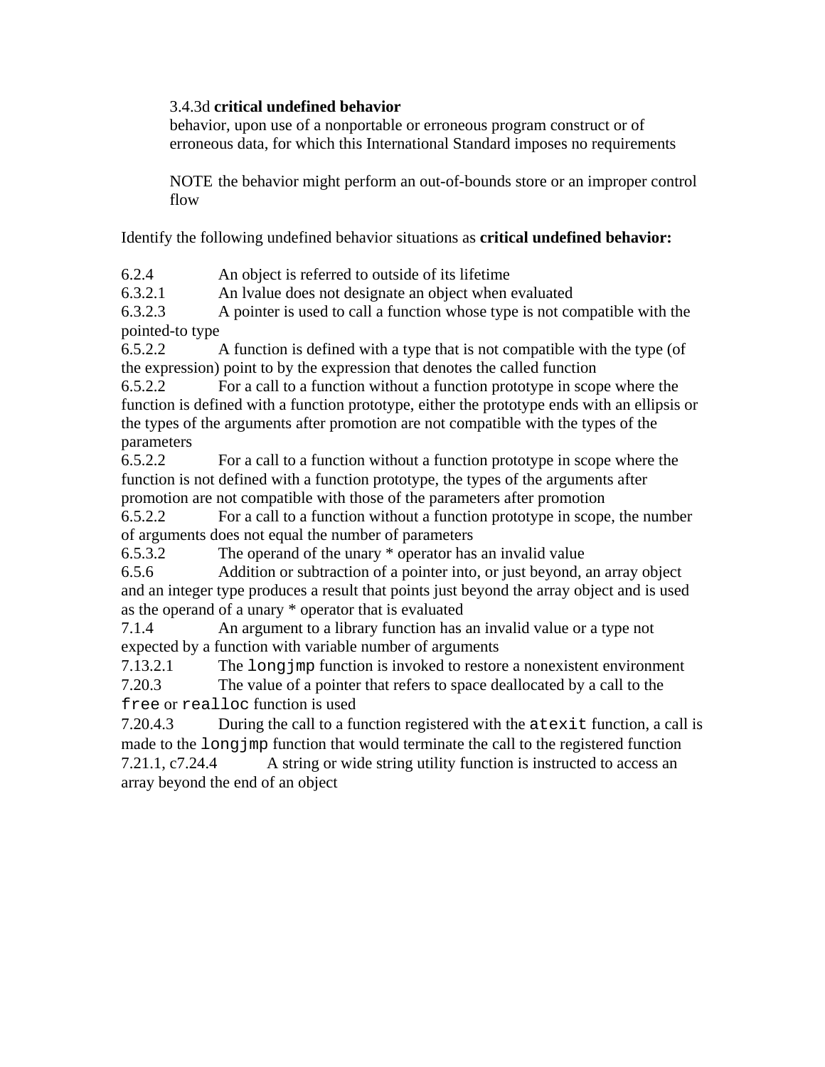3.4.3d **critical undefined behavior**
behavior, upon use of a nonportable or erroneous program construct or of erroneous data, for which this International Standard imposes no requirements

NOTE the behavior might perform an out-of-bounds store or an improper control flow

Identify the following undefined behavior situations as **critical undefined behavior:**

6.2.4 An object is referred to outside of its lifetime
6.3.2.1 An lvalue does not designate an object when evaluated
6.3.2.3 A pointer is used to call a function whose type is not compatible with the pointed-to type
6.5.2.2 A function is defined with a type that is not compatible with the type (of the expression) point to by the expression that denotes the called function
6.5.2.2 For a call to a function without a function prototype in scope where the function is defined with a function prototype, either the prototype ends with an ellipsis or the types of the arguments after promotion are not compatible with the types of the parameters
6.5.2.2 For a call to a function without a function prototype in scope where the function is not defined with a function prototype, the types of the arguments after promotion are not compatible with those of the parameters after promotion
6.5.2.2 For a call to a function without a function prototype in scope, the number of arguments does not equal the number of parameters
6.5.3.2 The operand of the unary * operator has an invalid value
6.5.6 Addition or subtraction of a pointer into, or just beyond, an array object and an integer type produces a result that points just beyond the array object and is used as the operand of a unary * operator that is evaluated
7.1.4 An argument to a library function has an invalid value or a type not expected by a function with variable number of arguments
7.13.2.1 The `longjmp` function is invoked to restore a nonexistent environment
7.20.3 The value of a pointer that refers to space deallocated by a call to the `free` or `realloc` function is used
7.20.4.3 During the call to a function registered with the `atexit` function, a call is made to the `longjmp` function that would terminate the call to the registered function
7.21.1, c7.24.4 A string or wide string utility function is instructed to access an array beyond the end of an object